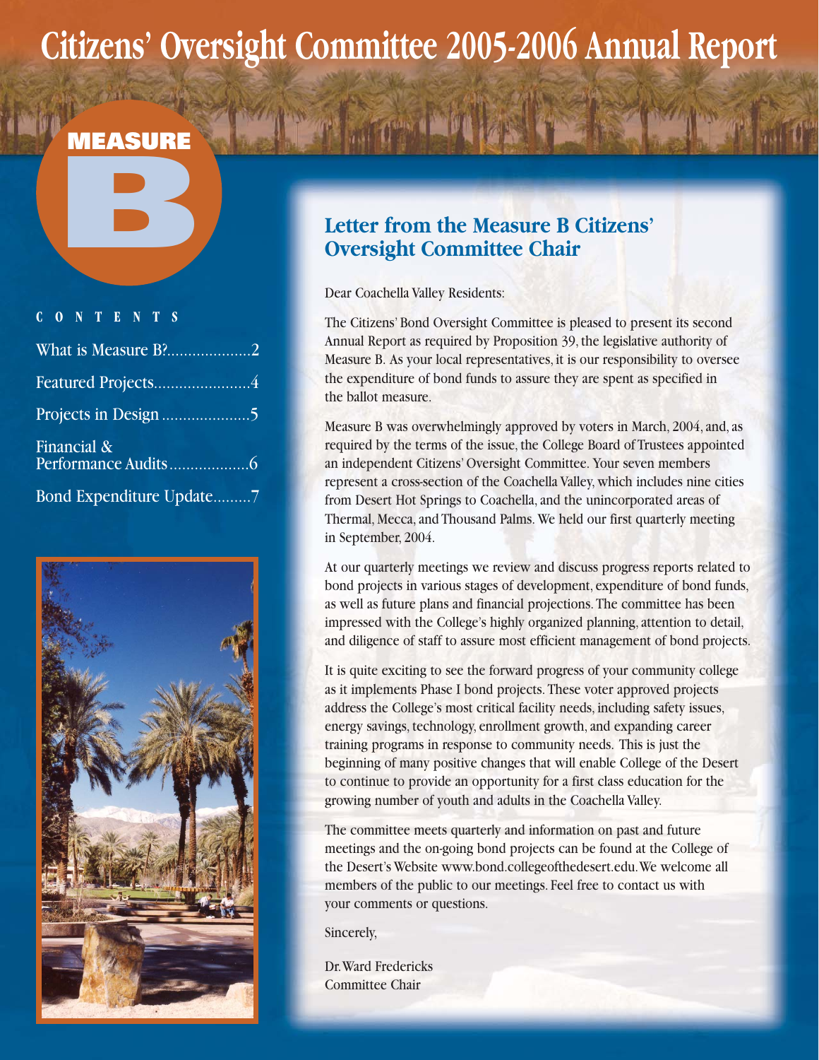# Citizens' Oversight Committee 2005-2006 Annual Report

**MEASURE B**

**CONTENTS**

- What is Measure B?....................2
- Featured Projects.......................4
- Projects in Design .....................5
- Financial & Performance Audits...................6
- Bond Expenditure Update.........7

## Letter from the Measure B Citizens' Oversight Committee Chair

Dear Coachella Valley Residents:

The Citizens' Bond Oversight Committee is pleased to present its second Annual Report as required by Proposition 39, the legislative authority of Measure B. As your local representatives, it is our responsibility to oversee the expenditure of bond funds to assure they are spent as specified in the ballot measure.

Measure B was overwhelmingly approved by voters in March, 2004, and, as required by the terms of the issue, the College Board of Trustees appointed an independent Citizens' Oversight Committee. Your seven members represent a cross-section of the Coachella Valley, which includes nine cities from Desert Hot Springs to Coachella, and the unincorporated areas of Thermal, Mecca, and Thousand Palms. We held our first quarterly meeting in September, 2004.

At our quarterly meetings we review and discuss progress reports related to bond projects in various stages of development, expenditure of bond funds, as well as future plans and financial projections. The committee has been impressed with the College's highly organized planning, attention to detail, and diligence of staff to assure most efficient management of bond projects.

It is quite exciting to see the forward progress of your community college as it implements Phase I bond projects. These voter approved projects address the College's most critical facility needs, including safety issues, energy savings, technology, enrollment growth, and expanding career training programs in response to community needs. This is just the beginning of many positive changes that will enable College of the Desert to continue to provide an opportunity for a first class education for the growing number of youth and adults in the Coachella Valley.

The committee meets quarterly and information on past and future meetings and the on-going bond projects can be found at the College of the Desert's Website www.bond.collegeofthedesert.edu. We welcome all members of the public to our meetings. Feel free to contact us with your comments or questions.

Sincerely,

Dr. Ward Fredericks
Committee Chair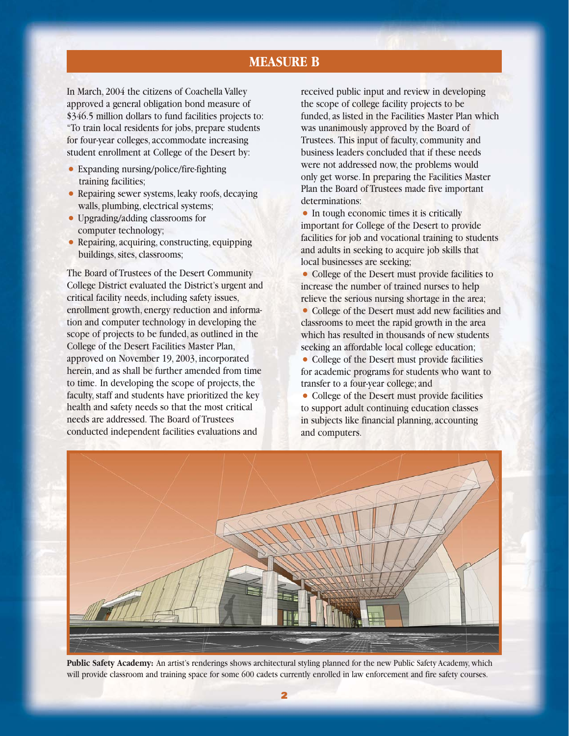# MEASURE B

In March, 2004 the citizens of Coachella Valley approved a general obligation bond measure of $346.5 million dollars to fund facilities projects to: "To train local residents for jobs, prepare students for four-year colleges, accommodate increasing student enrollment at College of the Desert by:

- Expanding nursing/police/fire-fighting training facilities;
- Repairing sewer systems, leaky roofs, decaying walls, plumbing, electrical systems;
- Upgrading/adding classrooms for computer technology;
- Repairing, acquiring, constructing, equipping buildings, sites, classrooms;

The Board of Trustees of the Desert Community College District evaluated the District's urgent and critical facility needs, including safety issues, enrollment growth, energy reduction and information and computer technology in developing the scope of projects to be funded, as outlined in the College of the Desert Facilities Master Plan, approved on November 19, 2003, incorporated herein, and as shall be further amended from time to time. In developing the scope of projects, the faculty, staff and students have prioritized the key health and safety needs so that the most critical needs are addressed. The Board of Trustees conducted independent facilities evaluations and received public input and review in developing the scope of college facility projects to be funded, as listed in the Facilities Master Plan which was unanimously approved by the Board of Trustees. This input of faculty, community and business leaders concluded that if these needs were not addressed now, the problems would only get worse. In preparing the Facilities Master Plan the Board of Trustees made five important determinations:

- In tough economic times it is critically important for College of the Desert to provide facilities for job and vocational training to students and adults in seeking to acquire job skills that local businesses are seeking;
- College of the Desert must provide facilities to increase the number of trained nurses to help relieve the serious nursing shortage in the area;
- College of the Desert must add new facilities and classrooms to meet the rapid growth in the area which has resulted in thousands of new students seeking an affordable local college education;
- College of the Desert must provide facilities for academic programs for students who want to transfer to a four-year college; and
- College of the Desert must provide facilities to support adult continuing education classes in subjects like financial planning, accounting and computers.

**Public Safety Academy:** An artist's renderings shows architectural styling planned for the new Public Safety Academy, which will provide classroom and training space for some 600 cadets currently enrolled in law enforcement and fire safety courses.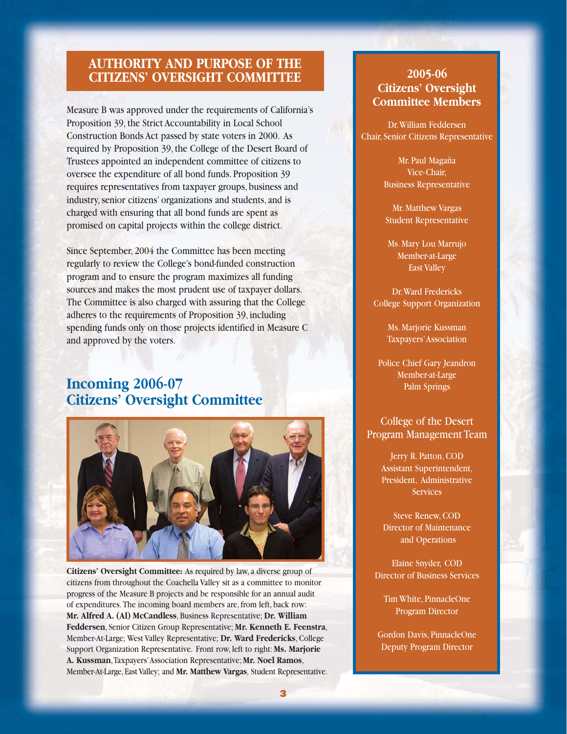## AUTHORITY AND PURPOSE OF THE CITIZENS' OVERSIGHT COMMITTEE

Measure B was approved under the requirements of California's Proposition 39, the Strict Accountability in Local School Construction Bonds Act passed by state voters in 2000. As required by Proposition 39, the College of the Desert Board of Trustees appointed an independent committee of citizens to oversee the expenditure of all bond funds. Proposition 39 requires representatives from taxpayer groups, business and industry, senior citizens' organizations and students, and is charged with ensuring that all bond funds are spent as promised on capital projects within the college district.

Since September, 2004 the Committee has been meeting regularly to review the College's bond-funded construction program and to ensure the program maximizes all funding sources and makes the most prudent use of taxpayer dollars. The Committee is also charged with assuring that the College adheres to the requirements of Proposition 39, including spending funds only on those projects identified in Measure C and approved by the voters.

## Incoming 2006-07 Citizens' Oversight Committee

**Citizens' Oversight Committee:** As required by law, a diverse group of citizens from throughout the Coachella Valley sit as a committee to monitor progress of the Measure B projects and be responsible for an annual audit of expenditures. The incoming board members are, from left, back row: **Mr. Alfred A. (Al) McCandless**, Business Representative; **Dr. William Feddersen**, Senior Citizen Group Representative; **Mr. Kenneth E. Feenstra**, Member-At-Large; West Valley Representative; **Dr. Ward Fredericks**, College Support Organization Representative. Front row, left to right: **Ms. Marjorie A. Kussman**, Taxpayers' Association Representative; **Mr. Noel Ramos**, Member-At-Large, East Valley; and **Mr. Matthew Vargas**, Student Representative.

### 2005-06 Citizens' Oversight Committee Members

Dr. William Feddersen
Chair, Senior Citizens Representative

Mr. Paul Magaña
Vice-Chair,
Business Representative

Mr. Matthew Vargas
Student Representative

Ms. Mary Lou Marrujo
Member-at-Large
East Valley

Dr. Ward Fredericks
College Support Organization

Ms. Marjorie Kussman
Taxpayers' Association

Police Chief Gary Jeandron
Member-at-Large
Palm Springs

### College of the Desert Program Management Team

Jerry R. Patton, COD
Assistant Superintendent,
President, Administrative Services

Steve Renew, COD
Director of Maintenance and Operations

Elaine Snyder, COD
Director of Business Services

Tim White, PinnacleOne
Program Director

Gordon Davis, PinnacleOne
Deputy Program Director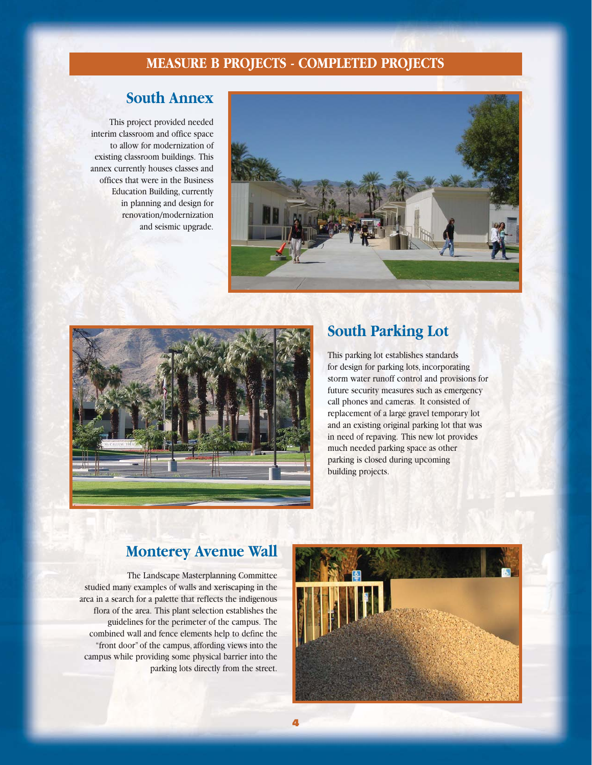# MEASURE B PROJECTS - COMPLETED PROJECTS

## South Annex

This project provided needed interim classroom and office space to allow for modernization of existing classroom buildings. This annex currently houses classes and offices that were in the Business Education Building, currently in planning and design for renovation/modernization and seismic upgrade.

## South Parking Lot

This parking lot establishes standards for design for parking lots, incorporating storm water runoff control and provisions for future security measures such as emergency call phones and cameras. It consisted of replacement of a large gravel temporary lot and an existing original parking lot that was in need of repaving. This new lot provides much needed parking space as other parking is closed during upcoming building projects.

## Monterey Avenue Wall

The Landscape Masterplanning Committee studied many examples of walls and xeriscaping in the area in a search for a palette that reflects the indigenous flora of the area. This plant selection establishes the guidelines for the perimeter of the campus. The combined wall and fence elements help to define the "front door" of the campus, affording views into the campus while providing some physical barrier into the parking lots directly from the street.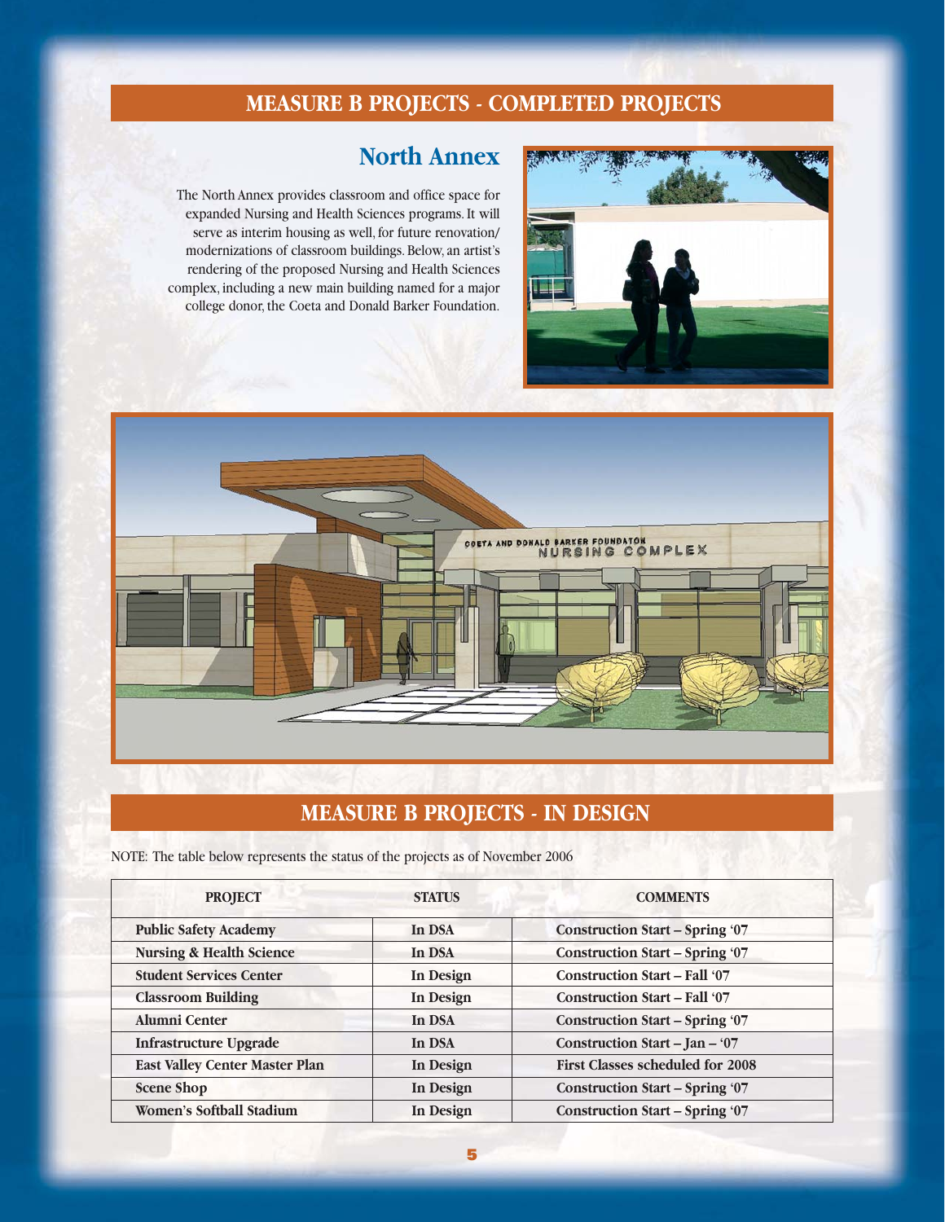## MEASURE B PROJECTS - COMPLETED PROJECTS

### North Annex

The North Annex provides classroom and office space for expanded Nursing and Health Sciences programs. It will serve as interim housing as well, for future renovation/ modernizations of classroom buildings. Below, an artist's rendering of the proposed Nursing and Health Sciences complex, including a new main building named for a major college donor, the Coeta and Donald Barker Foundation.

## MEASURE B PROJECTS - IN DESIGN

NOTE: The table below represents the status of the projects as of November 2006

| PROJECT | STATUS | COMMENTS |
|---|---|---|
| **Public Safety Academy** | **In DSA** | **Construction Start – Spring '07** |
| **Nursing & Health Science** | **In DSA** | **Construction Start – Spring '07** |
| **Student Services Center** | **In Design** | **Construction Start – Fall '07** |
| **Classroom Building** | **In Design** | **Construction Start – Fall '07** |
| **Alumni Center** | **In DSA** | **Construction Start – Spring '07** |
| **Infrastructure Upgrade** | **In DSA** | **Construction Start – Jan – '07** |
| **East Valley Center Master Plan** | **In Design** | **First Classes scheduled for 2008** |
| **Scene Shop** | **In Design** | **Construction Start – Spring '07** |
| **Women's Softball Stadium** | **In Design** | **Construction Start – Spring '07** |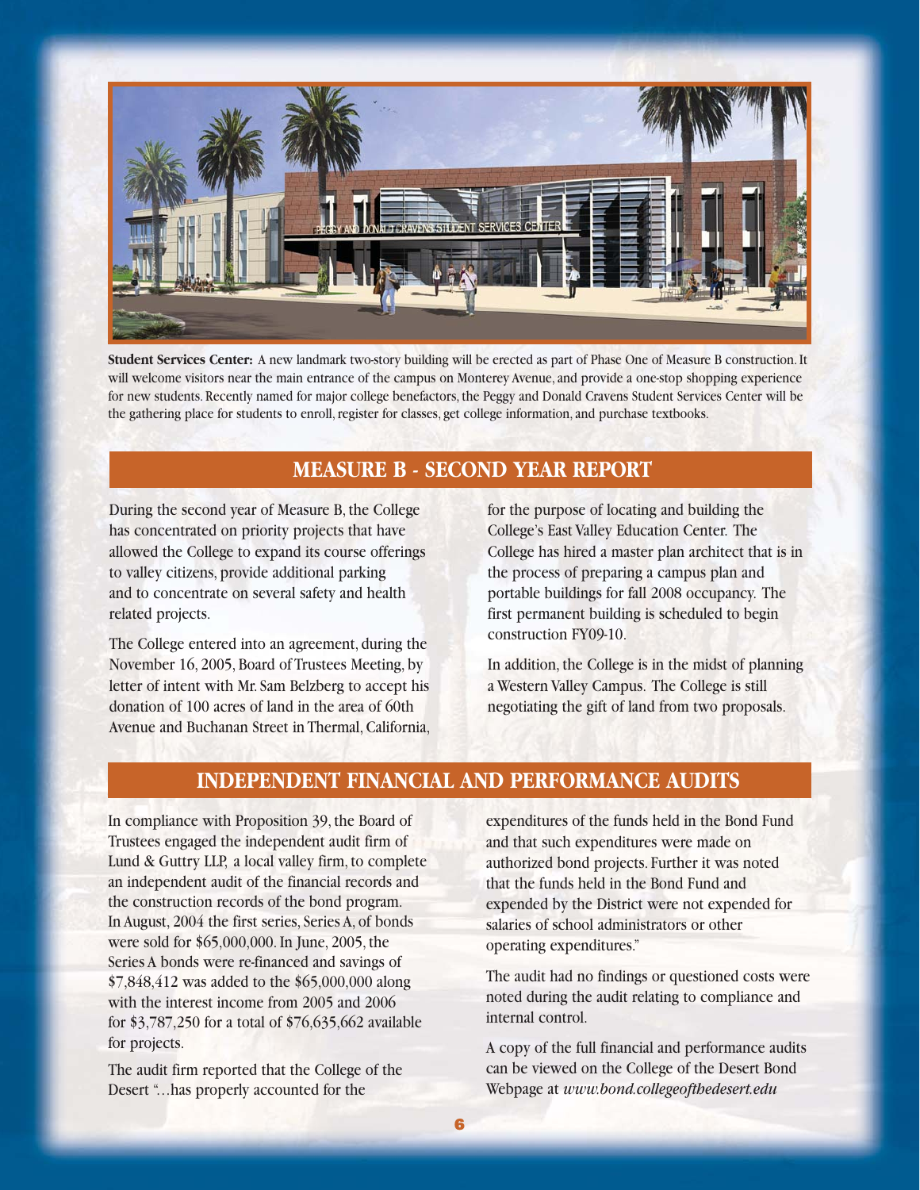**Student Services Center:** A new landmark two-story building will be erected as part of Phase One of Measure B construction. It will welcome visitors near the main entrance of the campus on Monterey Avenue, and provide a one-stop shopping experience for new students. Recently named for major college benefactors, the Peggy and Donald Cravens Student Services Center will be the gathering place for students to enroll, register for classes, get college information, and purchase textbooks.

## MEASURE B - SECOND YEAR REPORT

During the second year of Measure B, the College has concentrated on priority projects that have allowed the College to expand its course offerings to valley citizens, provide additional parking and to concentrate on several safety and health related projects.

The College entered into an agreement, during the November 16, 2005, Board of Trustees Meeting, by letter of intent with Mr. Sam Belzberg to accept his donation of 100 acres of land in the area of 60th Avenue and Buchanan Street in Thermal, California, for the purpose of locating and building the College's East Valley Education Center. The College has hired a master plan architect that is in the process of preparing a campus plan and portable buildings for fall 2008 occupancy. The first permanent building is scheduled to begin construction FY09-10.

In addition, the College is in the midst of planning a Western Valley Campus. The College is still negotiating the gift of land from two proposals.

## INDEPENDENT FINANCIAL AND PERFORMANCE AUDITS

In compliance with Proposition 39, the Board of Trustees engaged the independent audit firm of Lund & Guttry LLP, a local valley firm, to complete an independent audit of the financial records and the construction records of the bond program. In August, 2004 the first series, Series A, of bonds were sold for $65,000,000. In June, 2005, the Series A bonds were re-financed and savings of $7,848,412 was added to the $65,000,000 along with the interest income from 2005 and 2006 for $3,787,250 for a total of $76,635,662 available for projects.

The audit firm reported that the College of the Desert "…has properly accounted for the expenditures of the funds held in the Bond Fund and that such expenditures were made on authorized bond projects. Further it was noted that the funds held in the Bond Fund and expended by the District were not expended for salaries of school administrators or other operating expenditures."

The audit had no findings or questioned costs were noted during the audit relating to compliance and internal control.

A copy of the full financial and performance audits can be viewed on the College of the Desert Bond Webpage at *www.bond.collegeofthedesert.edu*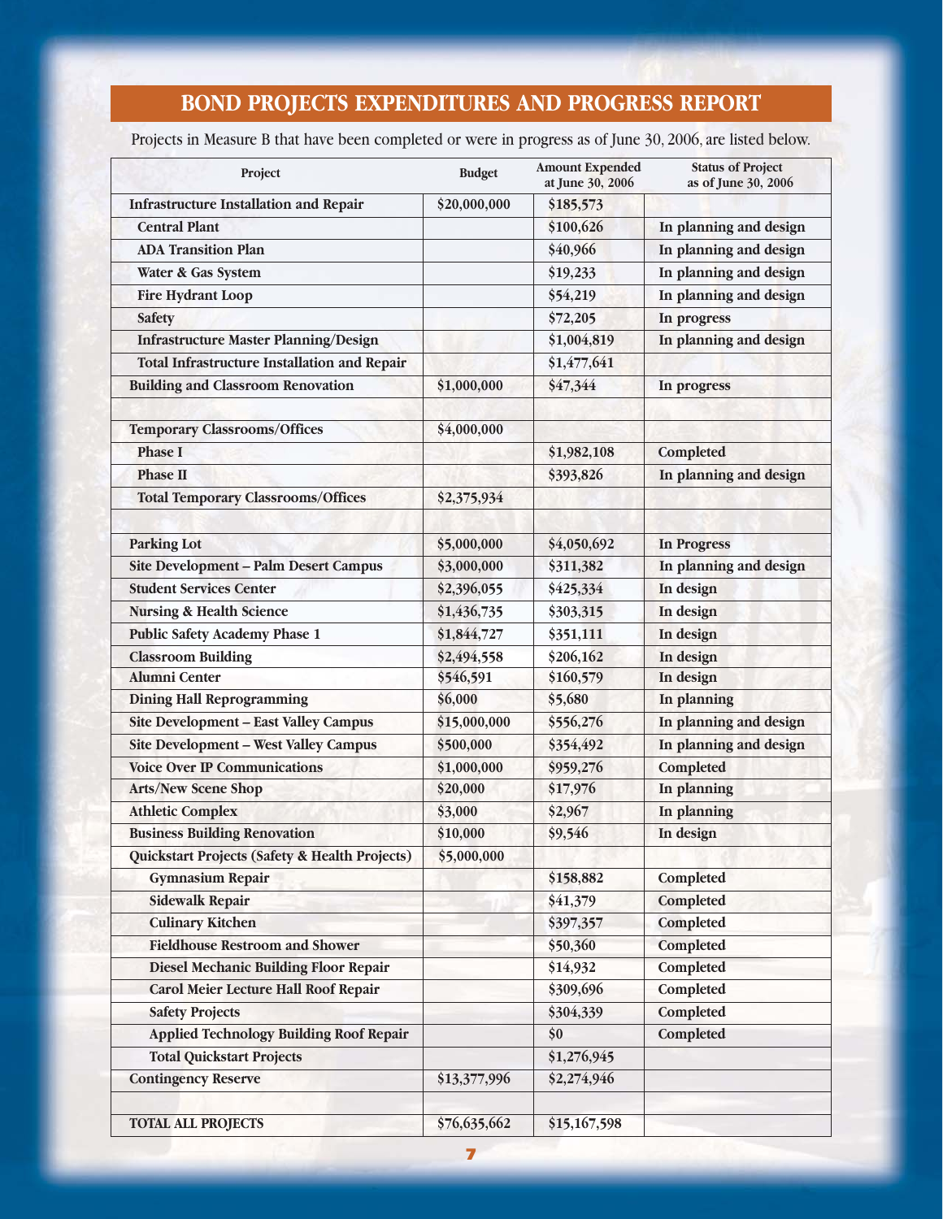# BOND PROJECTS EXPENDITURES AND PROGRESS REPORT

Projects in Measure B that have been completed or were in progress as of June 30, 2006, are listed below.

| Project | Budget | Amount Expended at June 30, 2006 | Status of Project as of June 30, 2006 |
|---|---|---|---|
| **Infrastructure Installation and Repair** | **$20,000,000** | **$185,573** | |
| **Central Plant** | | **$100,626** | **In planning and design** |
| **ADA Transition Plan** | | **$40,966** | **In planning and design** |
| **Water & Gas System** | | **$19,233** | **In planning and design** |
| **Fire Hydrant Loop** | | **$54,219** | **In planning and design** |
| **Safety** | | **$72,205** | **In progress** |
| **Infrastructure Master Planning/Design** | | **$1,004,819** | **In planning and design** |
| **Total Infrastructure Installation and Repair** | | **$1,477,641** | |
| **Building and Classroom Renovation** | **$1,000,000** | **$47,344** | **In progress** |
| | | | |
| **Temporary Classrooms/Offices** | **$4,000,000** | | |
| **Phase I** | | **$1,982,108** | **Completed** |
| **Phase II** | | **$393,826** | **In planning and design** |
| **Total Temporary Classrooms/Offices** | **$2,375,934** | | |
| | | | |
| **Parking Lot** | **$5,000,000** | **$4,050,692** | **In Progress** |
| **Site Development – Palm Desert Campus** | **$3,000,000** | **$311,382** | **In planning and design** |
| **Student Services Center** | **$2,396,055** | **$425,334** | **In design** |
| **Nursing & Health Science** | **$1,436,735** | **$303,315** | **In design** |
| **Public Safety Academy Phase 1** | **$1,844,727** | **$351,111** | **In design** |
| **Classroom Building** | **$2,494,558** | **$206,162** | **In design** |
| **Alumni Center** | **$546,591** | **$160,579** | **In design** |
| **Dining Hall Reprogramming** | **$6,000** | **$5,680** | **In planning** |
| **Site Development – East Valley Campus** | **$15,000,000** | **$556,276** | **In planning and design** |
| **Site Development – West Valley Campus** | **$500,000** | **$354,492** | **In planning and design** |
| **Voice Over IP Communications** | **$1,000,000** | **$959,276** | **Completed** |
| **Arts/New Scene Shop** | **$20,000** | **$17,976** | **In planning** |
| **Athletic Complex** | **$3,000** | **$2,967** | **In planning** |
| **Business Building Renovation** | **$10,000** | **$9,546** | **In design** |
| **Quickstart Projects (Safety & Health Projects)** | **$5,000,000** | | |
| **Gymnasium Repair** | | **$158,882** | **Completed** |
| **Sidewalk Repair** | | **$41,379** | **Completed** |
| **Culinary Kitchen** | | **$397,357** | **Completed** |
| **Fieldhouse Restroom and Shower** | | **$50,360** | **Completed** |
| **Diesel Mechanic Building Floor Repair** | | **$14,932** | **Completed** |
| **Carol Meier Lecture Hall Roof Repair** | | **$309,696** | **Completed** |
| **Safety Projects** | | **$304,339** | **Completed** |
| **Applied Technology Building Roof Repair** | | **$0** | **Completed** |
| **Total Quickstart Projects** | | **$1,276,945** | |
| **Contingency Reserve** | **$13,377,996** | **$2,274,946** | |
| | | | |
| **TOTAL ALL PROJECTS** | **$76,635,662** | **$15,167,598** | |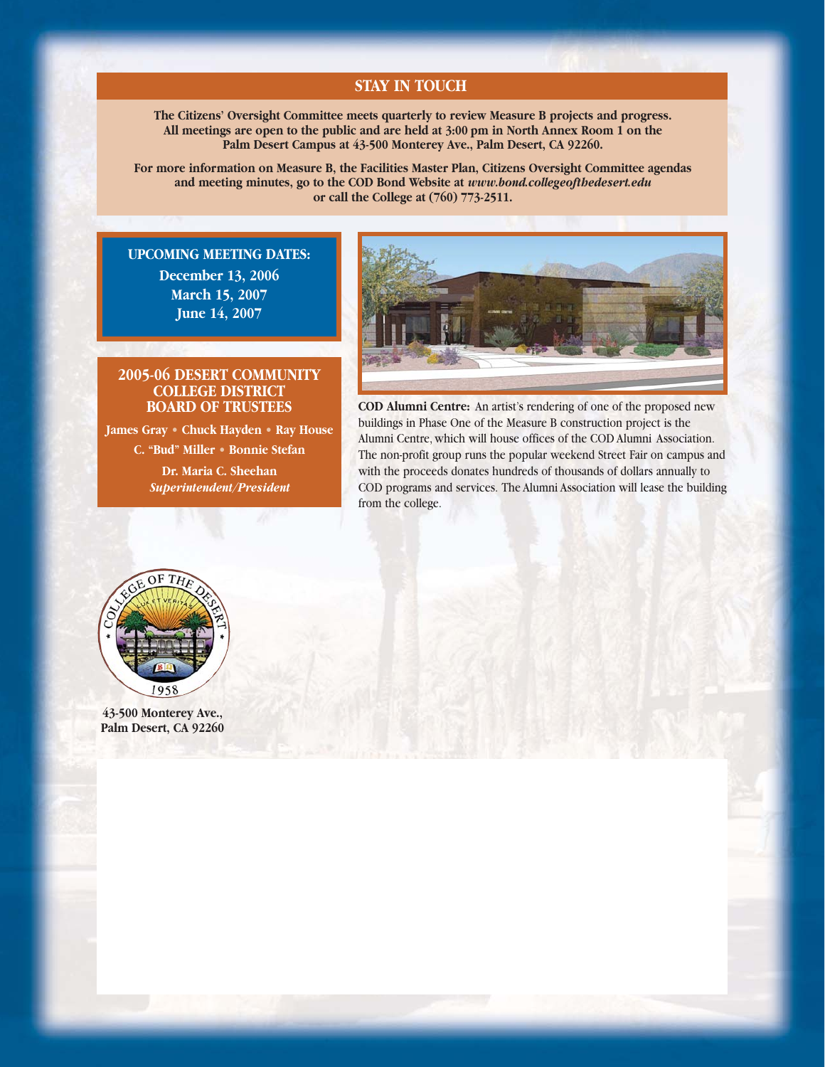## STAY IN TOUCH

**The Citizens' Oversight Committee meets quarterly to review Measure B projects and progress. All meetings are open to the public and are held at 3:00 pm in North Annex Room 1 on the Palm Desert Campus at 43-500 Monterey Ave., Palm Desert, CA 92260.**

**For more information on Measure B, the Facilities Master Plan, Citizens Oversight Committee agendas and meeting minutes, go to the COD Bond Website at *www.bond.collegeofthedesert.edu* or call the College at (760) 773-2511.**

### UPCOMING MEETING DATES:

**December 13, 2006**
**March 15, 2007**
**June 14, 2007**

### 2005-06 DESERT COMMUNITY COLLEGE DISTRICT BOARD OF TRUSTEES

**James Gray • Chuck Hayden • Ray House**
**C. "Bud" Miller • Bonnie Stefan**
**Dr. Maria C. Sheehan**
***Superintendent/President***

**COD Alumni Centre:** An artist's rendering of one of the proposed new buildings in Phase One of the Measure B construction project is the Alumni Centre, which will house offices of the COD Alumni Association. The non-profit group runs the popular weekend Street Fair on campus and with the proceeds donates hundreds of thousands of dollars annually to COD programs and services. The Alumni Association will lease the building from the college.

**43-500 Monterey Ave.,**
**Palm Desert, CA 92260**